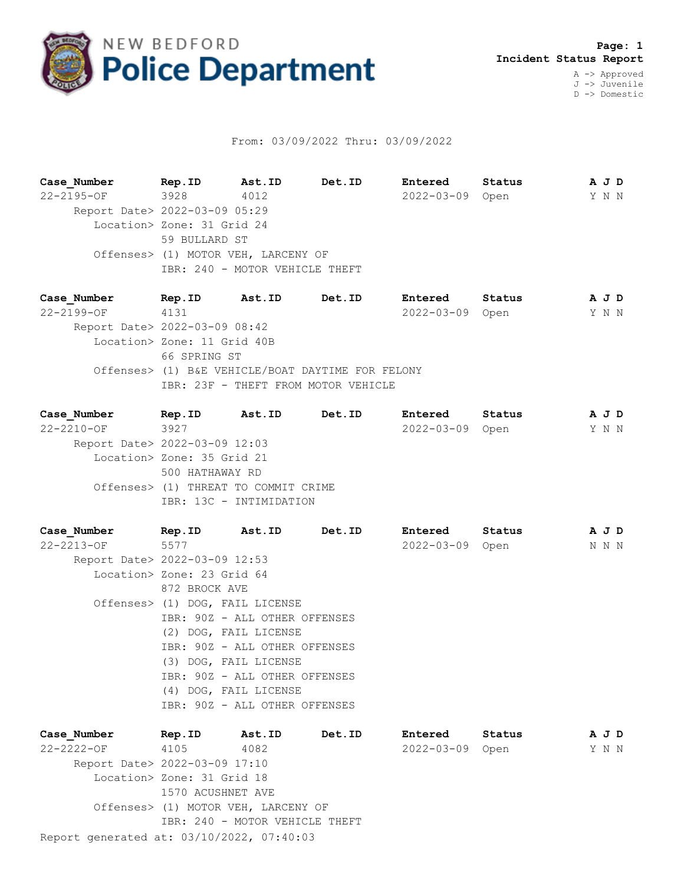# NEW BEDFORD Police Department

**Page: 1**
**Incident Status Report**

A -> Approved
J -> Juvenile
D -> Domestic

From: 03/09/2022 Thru: 03/09/2022

| Case_Number | Rep.ID | Ast.ID | Det.ID | Entered | Status | A J D |
|---|---|---|---|---|---|---|
| 22-2195-OF | 3928 | 4012 | | 2022-03-09 | Open | Y N N |

Report Date> 2022-03-09 05:29
Location> Zone: 31 Grid 24
59 BULLARD ST
Offenses> (1) MOTOR VEH, LARCENY OF
IBR: 240 - MOTOR VEHICLE THEFT

| Case_Number | Rep.ID | Ast.ID | Det.ID | Entered | Status | A J D |
|---|---|---|---|---|---|---|
| 22-2199-OF | 4131 | | | 2022-03-09 | Open | Y N N |

Report Date> 2022-03-09 08:42
Location> Zone: 11 Grid 40B
66 SPRING ST
Offenses> (1) B&E VEHICLE/BOAT DAYTIME FOR FELONY
IBR: 23F - THEFT FROM MOTOR VEHICLE

| Case_Number | Rep.ID | Ast.ID | Det.ID | Entered | Status | A J D |
|---|---|---|---|---|---|---|
| 22-2210-OF | 3927 | | | 2022-03-09 | Open | Y N N |

Report Date> 2022-03-09 12:03
Location> Zone: 35 Grid 21
500 HATHAWAY RD
Offenses> (1) THREAT TO COMMIT CRIME
IBR: 13C - INTIMIDATION

| Case_Number | Rep.ID | Ast.ID | Det.ID | Entered | Status | A J D |
|---|---|---|---|---|---|---|
| 22-2213-OF | 5577 | | | 2022-03-09 | Open | N N N |

Report Date> 2022-03-09 12:53
Location> Zone: 23 Grid 64
872 BROCK AVE
Offenses> (1) DOG, FAIL LICENSE
IBR: 90Z - ALL OTHER OFFENSES
(2) DOG, FAIL LICENSE
IBR: 90Z - ALL OTHER OFFENSES
(3) DOG, FAIL LICENSE
IBR: 90Z - ALL OTHER OFFENSES
(4) DOG, FAIL LICENSE
IBR: 90Z - ALL OTHER OFFENSES

| Case_Number | Rep.ID | Ast.ID | Det.ID | Entered | Status | A J D |
|---|---|---|---|---|---|---|
| 22-2222-OF | 4105 | 4082 | | 2022-03-09 | Open | Y N N |

Report Date> 2022-03-09 17:10
Location> Zone: 31 Grid 18
1570 ACUSHNET AVE
Offenses> (1) MOTOR VEH, LARCENY OF
IBR: 240 - MOTOR VEHICLE THEFT

Report generated at: 03/10/2022, 07:40:03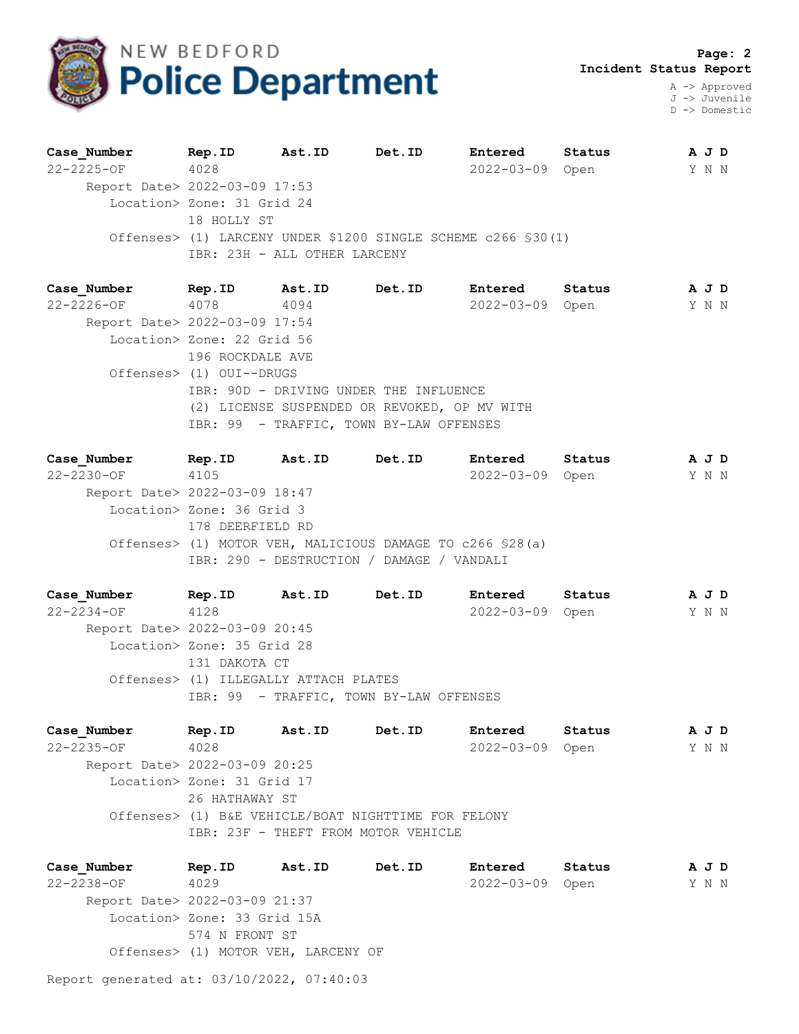# NEW BEDFORD Police Department

**Incident Status Report**

A -> Approved
J -> Juvenile
D -> Domestic

| Case_Number | Rep.ID | Ast.ID | Det.ID | Entered | Status | A | J | D |
|---|---|---|---|---|---|---|---|---|
| 22-2225-OF | 4028 | | | 2022-03-09 | Open | Y | N | N |

Report Date> 2022-03-09 17:53
Location> Zone: 31 Grid 24
18 HOLLY ST
Offenses> (1) LARCENY UNDER $1200 SINGLE SCHEME c266 §30(1)
IBR: 23H - ALL OTHER LARCENY

| Case_Number | Rep.ID | Ast.ID | Det.ID | Entered | Status | A | J | D |
|---|---|---|---|---|---|---|---|---|
| 22-2226-OF | 4078 | 4094 | | 2022-03-09 | Open | Y | N | N |

Report Date> 2022-03-09 17:54
Location> Zone: 22 Grid 56
196 ROCKDALE AVE
Offenses> (1) OUI--DRUGS
IBR: 90D - DRIVING UNDER THE INFLUENCE
(2) LICENSE SUSPENDED OR REVOKED, OP MV WITH
IBR: 99 - TRAFFIC, TOWN BY-LAW OFFENSES

| Case_Number | Rep.ID | Ast.ID | Det.ID | Entered | Status | A | J | D |
|---|---|---|---|---|---|---|---|---|
| 22-2230-OF | 4105 | | | 2022-03-09 | Open | Y | N | N |

Report Date> 2022-03-09 18:47
Location> Zone: 36 Grid 3
178 DEERFIELD RD
Offenses> (1) MOTOR VEH, MALICIOUS DAMAGE TO c266 §28(a)
IBR: 290 - DESTRUCTION / DAMAGE / VANDALI

| Case_Number | Rep.ID | Ast.ID | Det.ID | Entered | Status | A | J | D |
|---|---|---|---|---|---|---|---|---|
| 22-2234-OF | 4128 | | | 2022-03-09 | Open | Y | N | N |

Report Date> 2022-03-09 20:45
Location> Zone: 35 Grid 28
131 DAKOTA CT
Offenses> (1) ILLEGALLY ATTACH PLATES
IBR: 99 - TRAFFIC, TOWN BY-LAW OFFENSES

| Case_Number | Rep.ID | Ast.ID | Det.ID | Entered | Status | A | J | D |
|---|---|---|---|---|---|---|---|---|
| 22-2235-OF | 4028 | | | 2022-03-09 | Open | Y | N | N |

Report Date> 2022-03-09 20:25
Location> Zone: 31 Grid 17
26 HATHAWAY ST
Offenses> (1) B&E VEHICLE/BOAT NIGHTTIME FOR FELONY
IBR: 23F - THEFT FROM MOTOR VEHICLE

| Case_Number | Rep.ID | Ast.ID | Det.ID | Entered | Status | A | J | D |
|---|---|---|---|---|---|---|---|---|
| 22-2238-OF | 4029 | | | 2022-03-09 | Open | Y | N | N |

Report Date> 2022-03-09 21:37
Location> Zone: 33 Grid 15A
574 N FRONT ST
Offenses> (1) MOTOR VEH, LARCENY OF

Report generated at: 03/10/2022, 07:40:03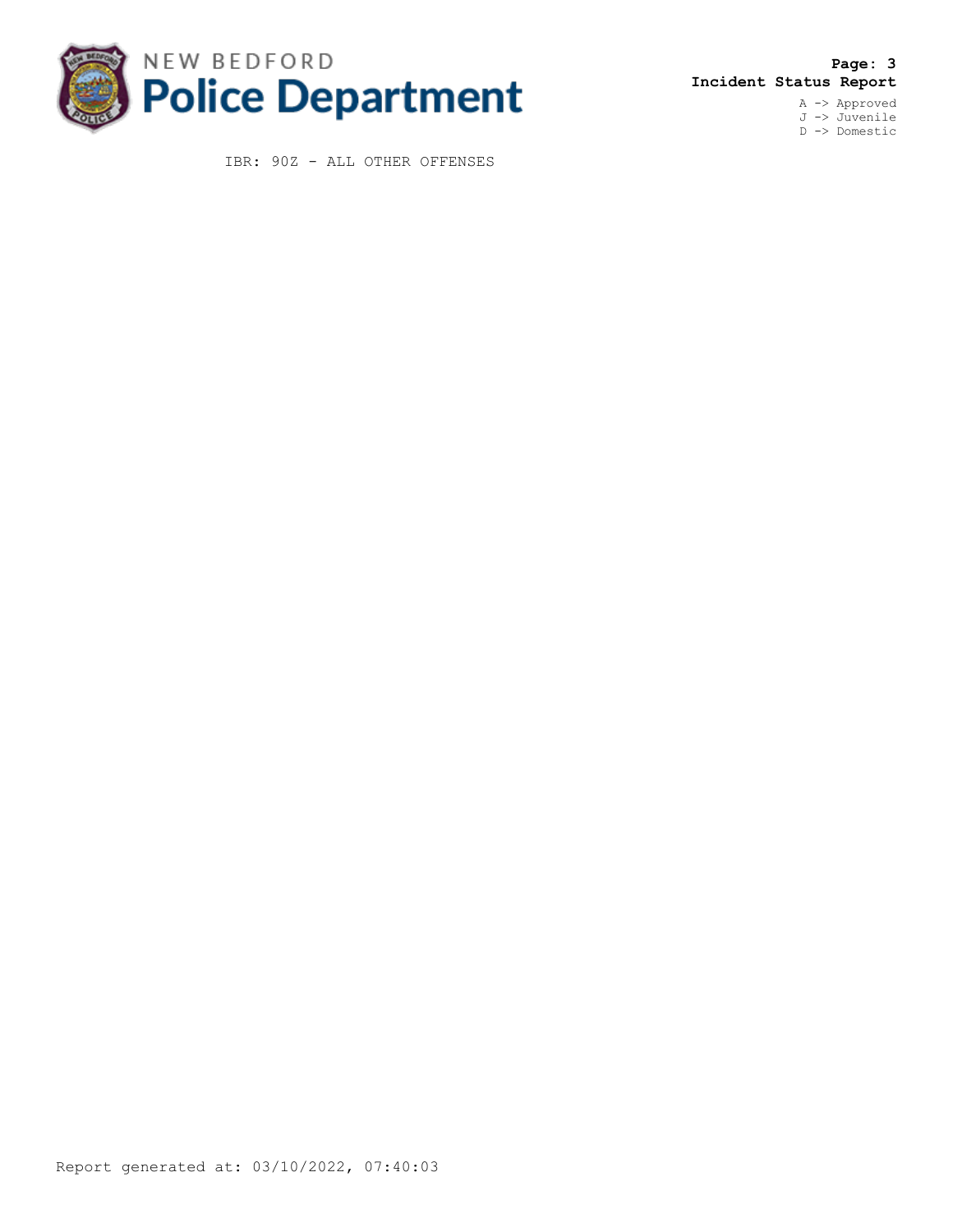IBR: 90Z - ALL OTHER OFFENSES